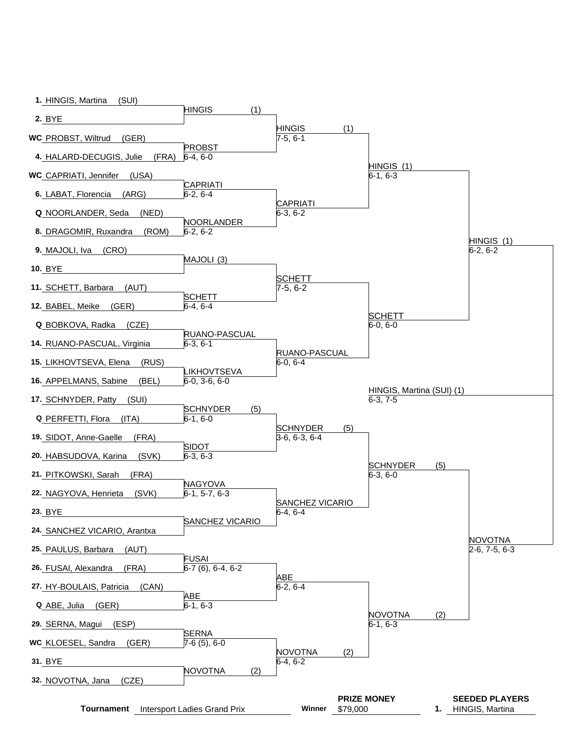## Draw

| # | Player | Round 1 | Round 2 | Quarterfinals | Semifinals | Final |
|---|---|---|---|---|---|---|
| 1. | HINGIS, Martina (SUI) | HINGIS (1) | HINGIS (1) 7-5, 6-1 | HINGIS (1) 6-1, 6-3 | HINGIS (1) 6-2, 6-2 | HINGIS, Martina (SUI) (1) 6-3, 7-5 |
| 2. | BYE | | | | | |
| WC | PROBST, Wiltrud (GER) | PROBST 6-4, 6-0 | | | | |
| 4. | HALARD-DECUGIS, Julie (FRA) | | | | | |
| WC | CAPRIATI, Jennifer (USA) | CAPRIATI 6-2, 6-4 | CAPRIATI 6-3, 6-2 | | | |
| 6. | LABAT, Florencia (ARG) | | | | | |
| Q | NOORLANDER, Seda (NED) | NOORLANDER 6-2, 6-2 | | | | |
| 8. | DRAGOMIR, Ruxandra (ROM) | | | | | |
| 9. | MAJOLI, Iva (CRO) | MAJOLI (3) | SCHETT 7-5, 6-2 | SCHETT 6-0, 6-0 | | |
| 10. | BYE | | | | | |
| 11. | SCHETT, Barbara (AUT) | SCHETT 6-4, 6-4 | | | | |
| 12. | BABEL, Meike (GER) | | | | | |
| Q | BOBKOVA, Radka (CZE) | RUANO-PASCUAL 6-3, 6-1 | RUANO-PASCUAL 6-0, 6-4 | | | |
| 14. | RUANO-PASCUAL, Virginia | | | | | |
| 15. | LIKHOVTSEVA, Elena (RUS) | LIKHOVTSEVA 6-0, 3-6, 6-0 | | | | |
| 16. | APPELMANS, Sabine (BEL) | | | | | |
| 17. | SCHNYDER, Patty (SUI) | SCHNYDER (5) 6-1, 6-0 | SCHNYDER (5) 3-6, 6-3, 6-4 | SCHNYDER (5) 6-3, 6-0 | NOVOTNA 2-6, 7-5, 6-3 | |
| Q | PERFETTI, Flora (ITA) | | | | | |
| 19. | SIDOT, Anne-Gaelle (FRA) | SIDOT 6-3, 6-3 | | | | |
| 20. | HABSUDOVA, Karina (SVK) | | | | | |
| 21. | PITKOWSKI, Sarah (FRA) | NAGYOVA 6-1, 5-7, 6-3 | SANCHEZ VICARIO 6-4, 6-4 | | | |
| 22. | NAGYOVA, Henrieta (SVK) | | | | | |
| 23. | BYE | SANCHEZ VICARIO | | | | |
| 24. | SANCHEZ VICARIO, Arantxa | | | | | |
| 25. | PAULUS, Barbara (AUT) | FUSAI 6-7 (6), 6-4, 6-2 | ABE 6-2, 6-4 | NOVOTNA (2) 6-1, 6-3 | | |
| 26. | FUSAI, Alexandra (FRA) | | | | | |
| 27. | HY-BOULAIS, Patricia (CAN) | ABE 6-1, 6-3 | | | | |
| Q | ABE, Julia (GER) | | | | | |
| 29. | SERNA, Magui (ESP) | SERNA 7-6 (5), 6-0 | NOVOTNA (2) 6-4, 6-2 | | | |
| WC | KLOESEL, Sandra (GER) | | | | | |
| 31. | BYE | NOVOTNA (2) | | | | |
| 32. | NOVOTNA, Jana (CZE) | | | | | |

**Tournament** Intersport Ladies Grand Prix

**Winner** **PRIZE MONEY** $79,000

**SEEDED PLAYERS**
1. HINGIS, Martina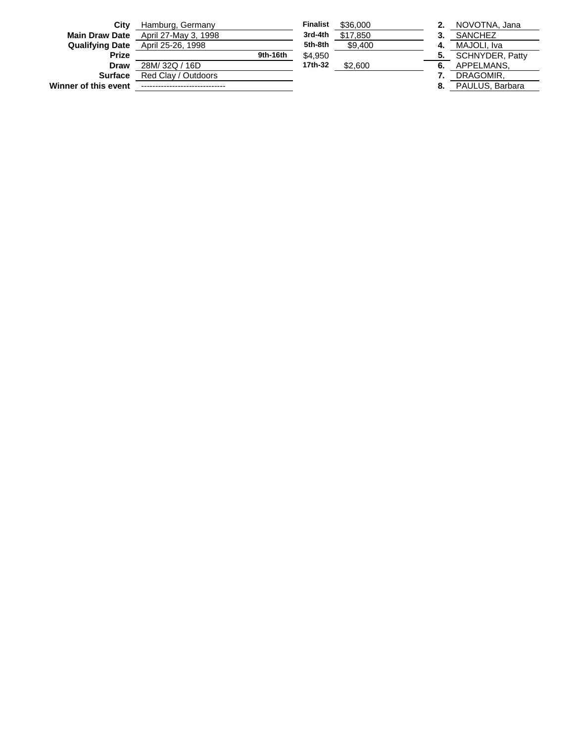| | | | | | |
|---|---|---|---|---|---|
| **City** | Hamburg, Germany | **Finalist** | $36,000 | **2.** | NOVOTNA, Jana |
| **Main Draw Date** | April 27-May 3, 1998 | **3rd-4th** | $17,850 | **3.** | SANCHEZ |
| **Qualifying Date** | April 25-26, 1998 | **5th-8th** | $9,400 | **4.** | MAJOLI, Iva |
| **Prize** | **9th-16th** | | $4,950 | **5.** | SCHNYDER, Patty |
| **Draw** | 28M/ 32Q / 16D | **17th-32** | $2,600 | **6.** | APPELMANS, |
| **Surface** | Red Clay / Outdoors | | | **7.** | DRAGOMIR, |
| **Winner of this event** | ------------------------------ | | | **8.** | PAULUS, Barbara |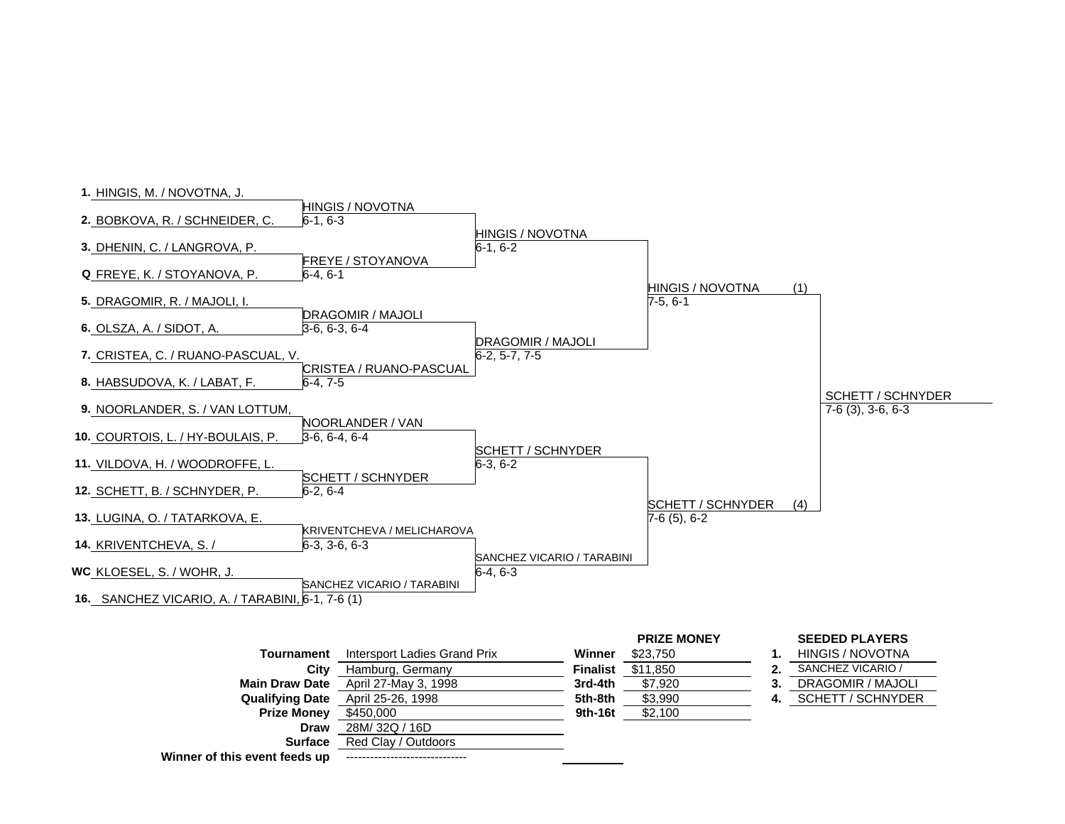**First Round**

1. HINGIS, M. / NOVOTNA, J.
2. BOBKOVA, R. / SCHNEIDER, C.
3. DHENIN, C. / LANGROVA, P.
Q FREYE, K. / STOYANOVA, P.
5. DRAGOMIR, R. / MAJOLI, I.
6. OLSZA, A. / SIDOT, A.
7. CRISTEA, C. / RUANO-PASCUAL, V.
8. HABSUDOVA, K. / LABAT, F.
9. NOORLANDER, S. / VAN LOTTUM,
10. COURTOIS, L. / HY-BOULAIS, P.
11. VILDOVA, H. / WOODROFFE, L.
12. SCHETT, B. / SCHNYDER, P.
13. LUGINA, O. / TATARKOVA, E.
14. KRIVENTCHEVA, S. /
WC KLOESEL, S. / WOHR, J.
16. SANCHEZ VICARIO, A. / TARABINI,

**Second Round**

HINGIS / NOVOTNA 6-1, 6-3
FREYE / STOYANOVA 6-4, 6-1
DRAGOMIR / MAJOLI 3-6, 6-3, 6-4
CRISTEA / RUANO-PASCUAL 6-4, 7-5
NOORLANDER / VAN 3-6, 6-4, 6-4
SCHETT / SCHNYDER 6-2, 6-4
KRIVENTCHEVA / MELICHAROVA 6-3, 3-6, 6-3
SANCHEZ VICARIO / TARABINI 6-1, 7-6 (1)

**Semifinals**

HINGIS / NOVOTNA 6-1, 6-2
DRAGOMIR / MAJOLI 6-2, 5-7, 7-5
SCHETT / SCHNYDER 6-3, 6-2
SANCHEZ VICARIO / TARABINI 6-4, 6-3

**Final**

HINGIS / NOVOTNA (1) 7-5, 6-1
SCHETT / SCHNYDER (4) 7-6 (5), 6-2

**Winner**

SCHETT / SCHNYDER 7-6 (3), 3-6, 6-3

| | |
|---|---|
| **Tournament** | Intersport Ladies Grand Prix |
| **City** | Hamburg, Germany |
| **Main Draw Date** | April 27-May 3, 1998 |
| **Qualifying Date** | April 25-26, 1998 |
| **Prize Money** | $450,000 |
| **Draw** | 28M/ 32Q / 16D |
| **Surface** | Red Clay / Outdoors |
| **Winner of this event feeds up** | ------------------------------ |

**PRIZE MONEY**

| | |
|---|---|
| **Winner** | $23,750 |
| **Finalist** | $11,850 |
| **3rd-4th** | $7,920 |
| **5th-8th** | $3,990 |
| **9th-16t** | $2,100 |

**SEEDED PLAYERS**

1. HINGIS / NOVOTNA
2. SANCHEZ VICARIO /
3. DRAGOMIR / MAJOLI
4. SCHETT / SCHNYDER